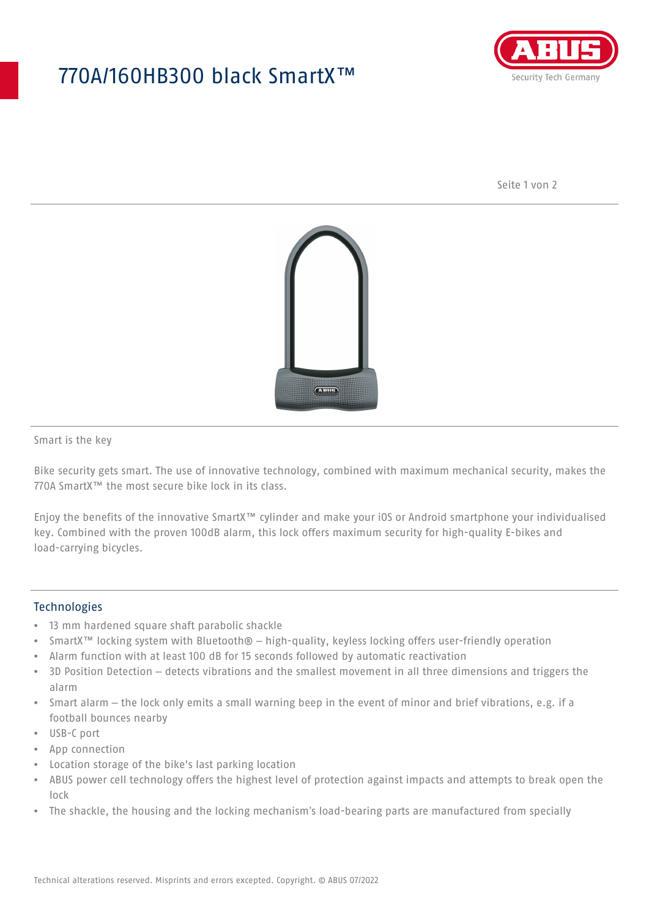# 770A/160HB300 black SmartX™

Smart is the key

Bike security gets smart. The use of innovative technology, combined with maximum mechanical security, makes the 770A SmartX™ the most secure bike lock in its class.

Enjoy the benefits of the innovative SmartX™ cylinder and make your iOS or Android smartphone your individualised key. Combined with the proven 100dB alarm, this lock offers maximum security for high-quality E-bikes and load-carrying bicycles.

## Technologies

- 13 mm hardened square shaft parabolic shackle
- SmartX™ locking system with Bluetooth® – high-quality, keyless locking offers user-friendly operation
- Alarm function with at least 100 dB for 15 seconds followed by automatic reactivation
- 3D Position Detection – detects vibrations and the smallest movement in all three dimensions and triggers the alarm
- Smart alarm – the lock only emits a small warning beep in the event of minor and brief vibrations, e.g. if a football bounces nearby
- USB-C port
- App connection
- Location storage of the bike's last parking location
- ABUS power cell technology offers the highest level of protection against impacts and attempts to break open the lock
- The shackle, the housing and the locking mechanism's load-bearing parts are manufactured from specially

Technical alterations reserved. Misprints and errors excepted. Copyright. © ABUS 07/2022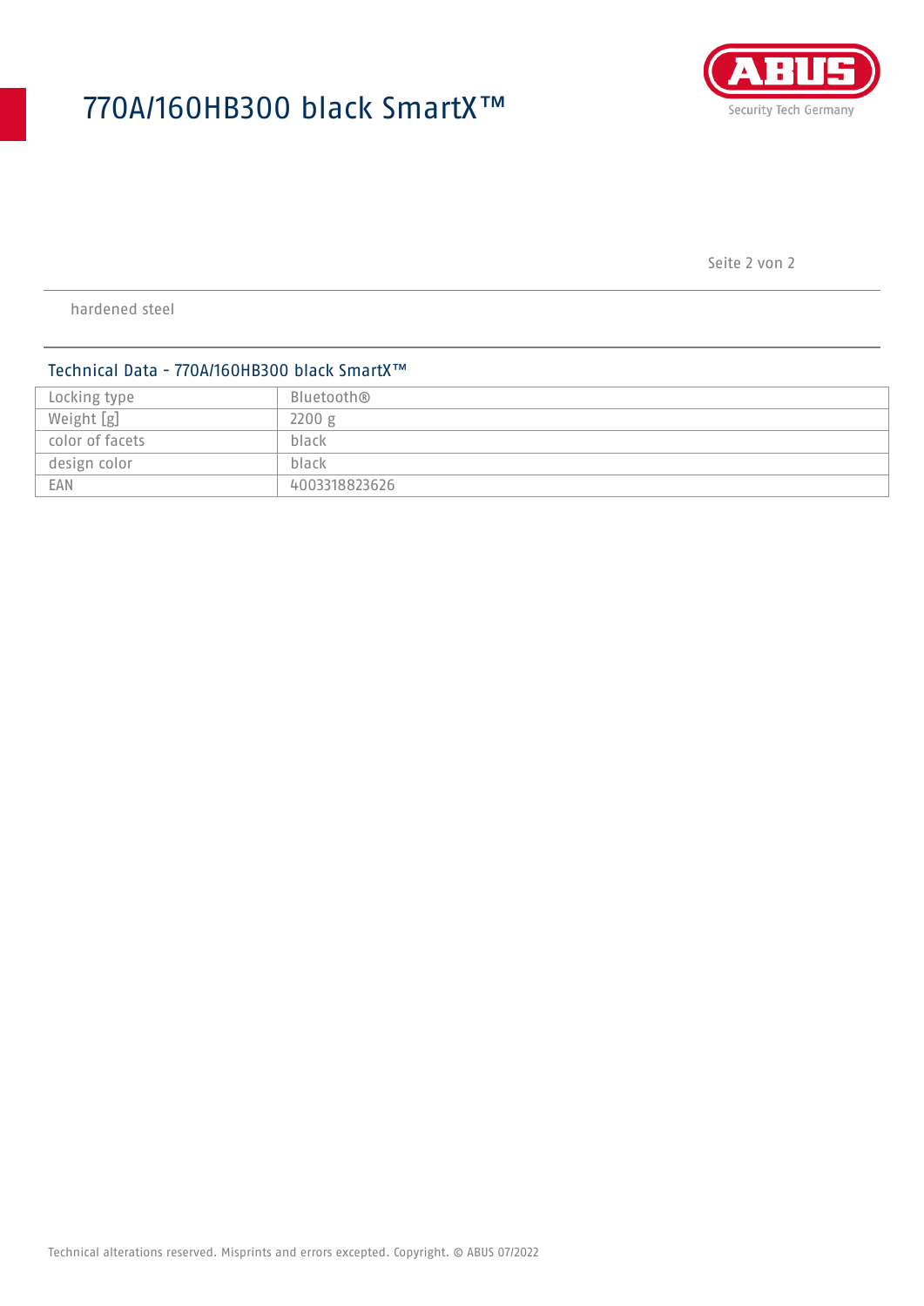hardened steel

## Technical Data - 770A/160HB300 black SmartX™

| | |
|---|---|
| Locking type | Bluetooth® |
| Weight [g] | 2200 g |
| color of facets | black |
| design color | black |
| EAN | 4003318823626 |

Technical alterations reserved. Misprints and errors excepted. Copyright. © ABUS 07/2022